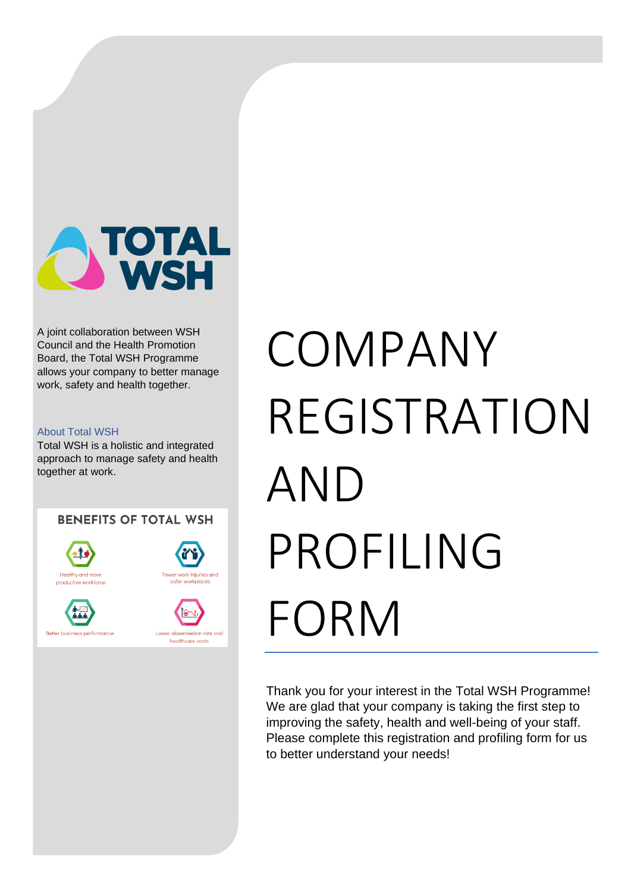TOTAL WSH

A joint collaboration between WSH Council and the Health Promotion Board, the Total WSH Programme allows your company to better manage work, safety and health together.

About Total WSH

Total WSH is a holistic and integrated approach to manage safety and health together at work.

**BENEFITS OF TOTAL WSH**

- Healthy and more productive workforce
- Fewer work injuries and safer workplaces
- Better business performance
- Lower absenteeism rate and healthcare costs

# COMPANY REGISTRATION AND PROFILING FORM

Thank you for your interest in the Total WSH Programme! We are glad that your company is taking the first step to improving the safety, health and well-being of your staff. Please complete this registration and profiling form for us to better understand your needs!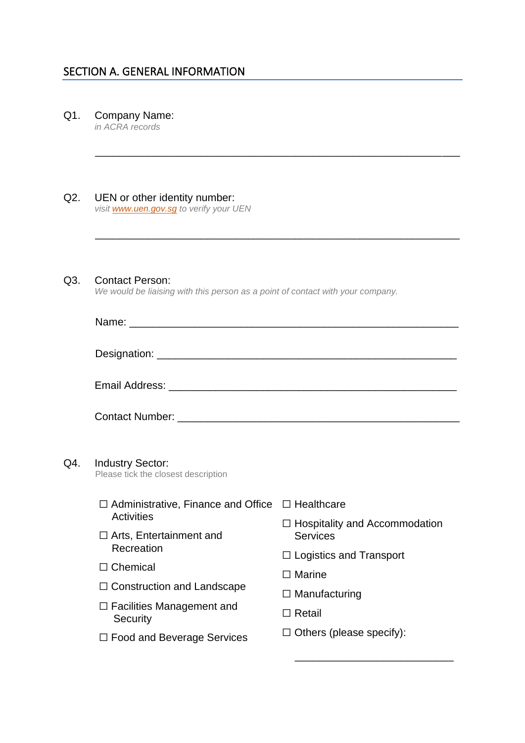## SECTION A. GENERAL INFORMATION

Q1. Company Name:
*in ACRA records*

______________________________________________________________

Q2. UEN or other identity number:
*visit [www.uen.gov.sg](http://www.uen.gov.sg) to verify your UEN*

______________________________________________________________

Q3. Contact Person:
*We would be liaising with this person as a point of contact with your company.*

Name: ______________________________________________________

Designation: _________________________________________________

Email Address: _______________________________________________

Contact Number: ______________________________________________

Q4. Industry Sector:
Please tick the closest description

☐ Administrative, Finance and Office Activities
☐ Arts, Entertainment and Recreation
☐ Chemical
☐ Construction and Landscape
☐ Facilities Management and Security
☐ Food and Beverage Services
☐ Healthcare
☐ Hospitality and Accommodation Services
☐ Logistics and Transport
☐ Marine
☐ Manufacturing
☐ Retail
☐ Others (please specify):

___________________________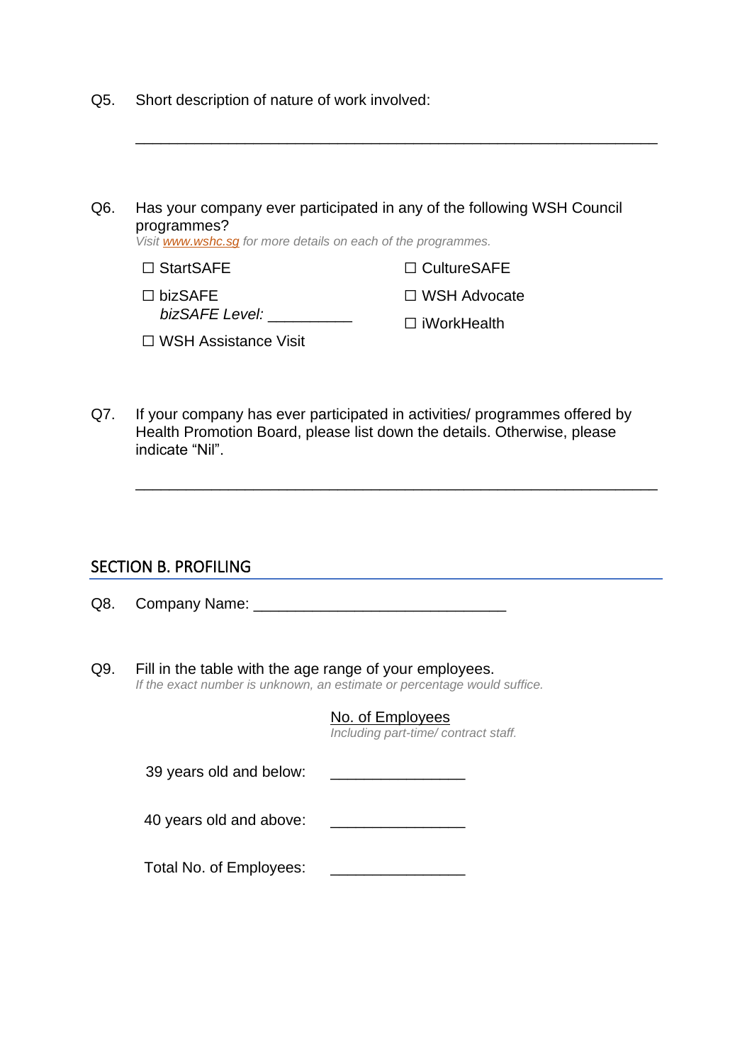Q5. Short description of nature of work involved:

______________________________________________________________

Q6. Has your company ever participated in any of the following WSH Council programmes?
*Visit [www.wshc.sg](http://www.wshc.sg) for more details on each of the programmes.*

☐ StartSAFE

☐ bizSAFE
*bizSAFE Level:* __________

☐ WSH Assistance Visit

☐ CultureSAFE

☐ WSH Advocate

☐ iWorkHealth

Q7. If your company has ever participated in activities/ programmes offered by Health Promotion Board, please list down the details. Otherwise, please indicate “Nil”.

______________________________________________________________

## SECTION B. PROFILING

Q8. Company Name: ______________________________

Q9. Fill in the table with the age range of your employees.
*If the exact number is unknown, an estimate or percentage would suffice.*

| | No. of Employees *Including part-time/ contract staff.* |
|---|---|
| 39 years old and below: | ________________ |
| 40 years old and above: | ________________ |
| Total No. of Employees: | ________________ |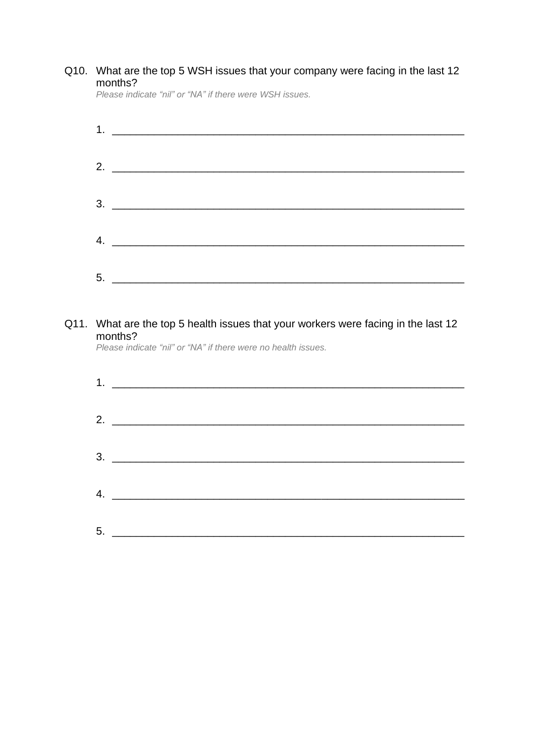Q10. What are the top 5 WSH issues that your company were facing in the last 12 months?

*Please indicate "nil" or "NA" if there were WSH issues.*

1. ____________________________________________________________

2. ____________________________________________________________

3. ____________________________________________________________

4. ____________________________________________________________

5. ____________________________________________________________

Q11. What are the top 5 health issues that your workers were facing in the last 12 months?

*Please indicate "nil" or "NA" if there were no health issues.*

1. ____________________________________________________________

2. ____________________________________________________________

3. ____________________________________________________________

4. ____________________________________________________________

5. ____________________________________________________________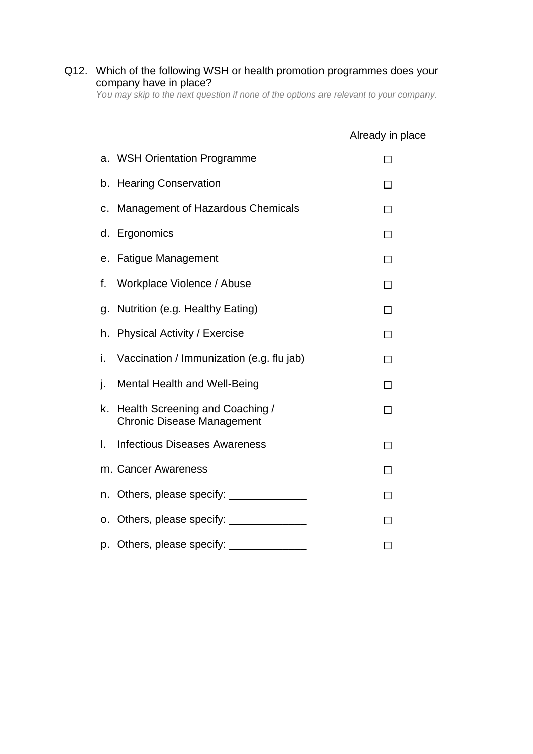Q12. Which of the following WSH or health promotion programmes does your company have in place?

*You may skip to the next question if none of the options are relevant to your company.*

| | Already in place |
|---|---|
| a. WSH Orientation Programme | ☐ |
| b. Hearing Conservation | ☐ |
| c. Management of Hazardous Chemicals | ☐ |
| d. Ergonomics | ☐ |
| e. Fatigue Management | ☐ |
| f. Workplace Violence / Abuse | ☐ |
| g. Nutrition (e.g. Healthy Eating) | ☐ |
| h. Physical Activity / Exercise | ☐ |
| i. Vaccination / Immunization (e.g. flu jab) | ☐ |
| j. Mental Health and Well-Being | ☐ |
| k. Health Screening and Coaching / Chronic Disease Management | ☐ |
| l. Infectious Diseases Awareness | ☐ |
| m. Cancer Awareness | ☐ |
| n. Others, please specify: _____________ | ☐ |
| o. Others, please specify: _____________ | ☐ |
| p. Others, please specify: _____________ | ☐ |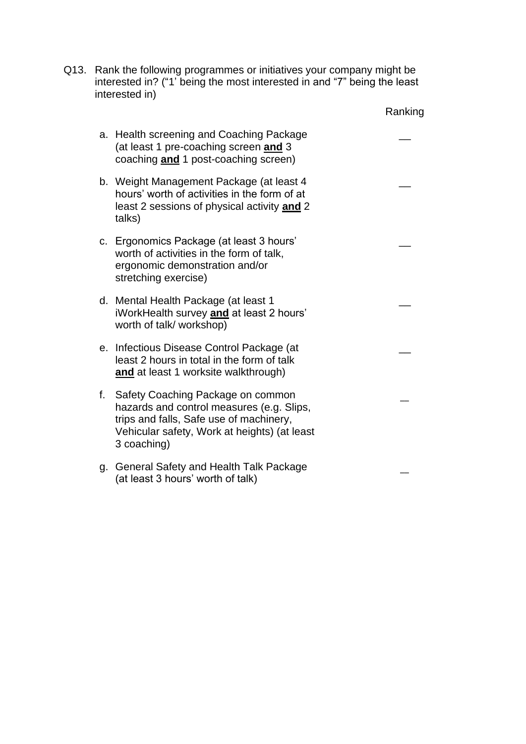Q13. Rank the following programmes or initiatives your company might be interested in? ("1' being the most interested in and "7" being the least interested in)

| | Ranking |
|---|---|
| a. Health screening and Coaching Package (at least 1 pre-coaching screen **and** 3 coaching **and** 1 post-coaching screen) | __ |
| b. Weight Management Package (at least 4 hours' worth of activities in the form of at least 2 sessions of physical activity **and** 2 talks) | __ |
| c. Ergonomics Package (at least 3 hours' worth of activities in the form of talk, ergonomic demonstration and/or stretching exercise) | __ |
| d. Mental Health Package (at least 1 iWorkHealth survey **and** at least 2 hours' worth of talk/ workshop) | __ |
| e. Infectious Disease Control Package (at least 2 hours in total in the form of talk **and** at least 1 worksite walkthrough) | __ |
| f. Safety Coaching Package on common hazards and control measures (e.g. Slips, trips and falls, Safe use of machinery, Vehicular safety, Work at heights) (at least 3 coaching) | _ |
| g. General Safety and Health Talk Package (at least 3 hours' worth of talk) | _ |